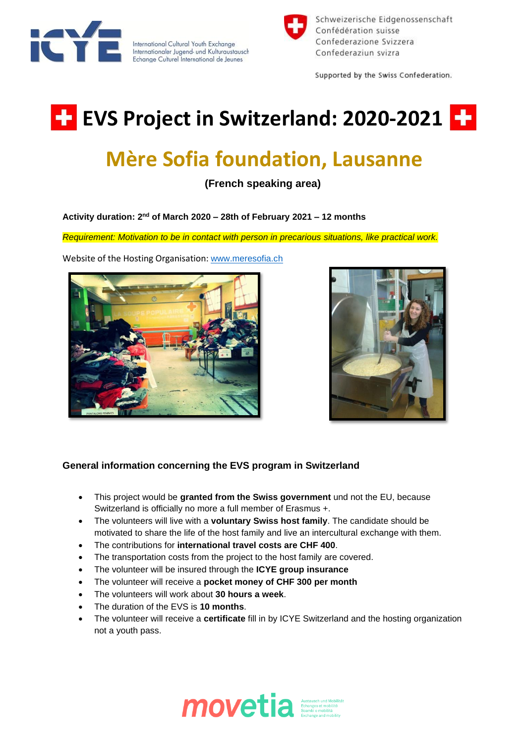International Cultural Youth Exchange
Internationaler Jugend- und Kulturaustausch
Echange Culturel International de Jeunes

Schweizerische Eidgenossenschaft
Confédération suisse
Confederazione Svizzera
Confederaziun svizra

Supported by the Swiss Confederation.

# EVS Project in Switzerland: 2020-2021

## Mère Sofia foundation, Lausanne

**(French speaking area)**

**Activity duration: 2nd of March 2020 – 28th of February 2021 – 12 months**

*Requirement: Motivation to be in contact with person in precarious situations, like practical work.*

Website of the Hosting Organisation: www.meresofia.ch

### General information concerning the EVS program in Switzerland

- This project would be **granted from the Swiss government** und not the EU, because Switzerland is officially no more a full member of Erasmus +.
- The volunteers will live with a **voluntary Swiss host family**. The candidate should be motivated to share the life of the host family and live an intercultural exchange with them.
- The contributions for **international travel costs are CHF 400**.
- The transportation costs from the project to the host family are covered.
- The volunteer will be insured through the **ICYE group insurance**
- The volunteer will receive a **pocket money of CHF 300 per month**
- The volunteers will work about **30 hours a week**.
- The duration of the EVS is **10 months**.
- The volunteer will receive a **certificate** fill in by ICYE Switzerland and the hosting organization not a youth pass.

movetia — Austausch und Mobilität / Echanges et mobilité / Scambi e mobilità / Exchange and mobility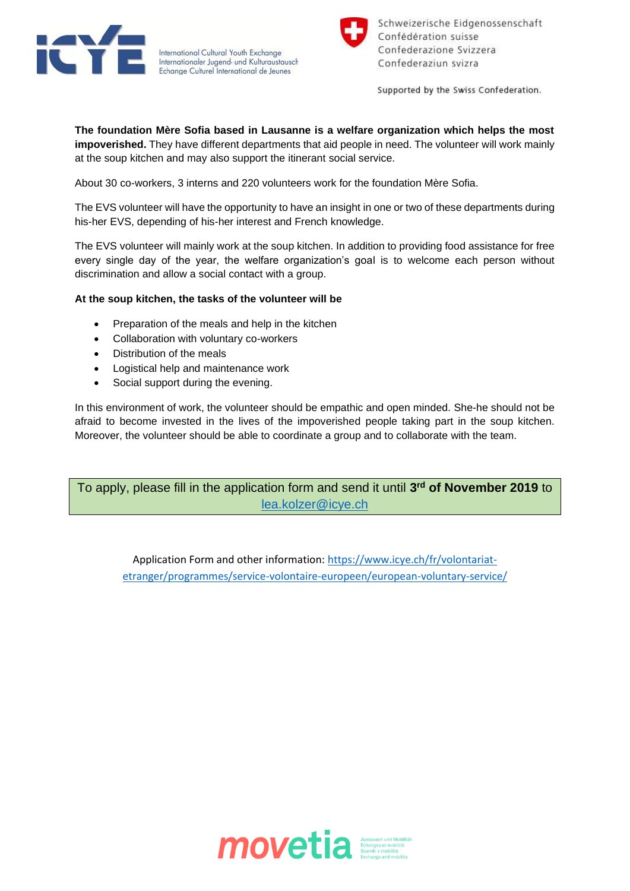**The foundation Mère Sofia based in Lausanne is a welfare organization which helps the most impoverished.** They have different departments that aid people in need. The volunteer will work mainly at the soup kitchen and may also support the itinerant social service.

About 30 co-workers, 3 interns and 220 volunteers work for the foundation Mère Sofia.

The EVS volunteer will have the opportunity to have an insight in one or two of these departments during his-her EVS, depending of his-her interest and French knowledge.

The EVS volunteer will mainly work at the soup kitchen. In addition to providing food assistance for free every single day of the year, the welfare organization's goal is to welcome each person without discrimination and allow a social contact with a group.

**At the soup kitchen, the tasks of the volunteer will be**

- Preparation of the meals and help in the kitchen
- Collaboration with voluntary co-workers
- Distribution of the meals
- Logistical help and maintenance work
- Social support during the evening.

In this environment of work, the volunteer should be empathic and open minded. She-he should not be afraid to become invested in the lives of the impoverished people taking part in the soup kitchen. Moreover, the volunteer should be able to coordinate a group and to collaborate with the team.

To apply, please fill in the application form and send it until **3rd of November 2019** to lea.kolzer@icye.ch

Application Form and other information: https://www.icye.ch/fr/volontariat-etranger/programmes/service-volontaire-europeen/european-voluntary-service/